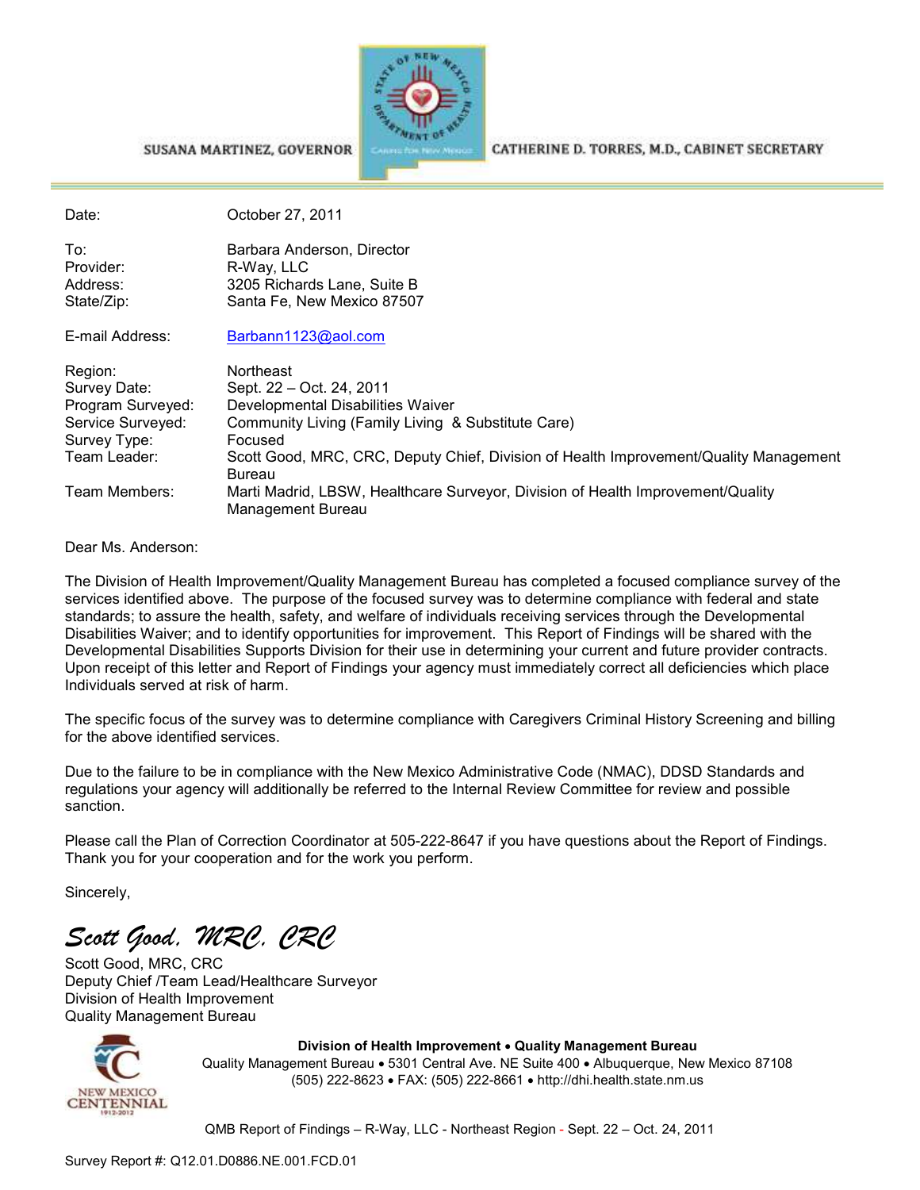SUSANA MARTINEZ, GOVERNOR

CATHERINE D. TORRES, M.D., CABINET SECRETARY

| | |
|---|---|
| Date: | October 27, 2011 |
| To: | Barbara Anderson, Director |
| Provider: | R-Way, LLC |
| Address: | 3205 Richards Lane, Suite B |
| State/Zip: | Santa Fe, New Mexico 87507 |
| E-mail Address: | Barbann1123@aol.com |
| Region: | Northeast |
| Survey Date: | Sept. 22 – Oct. 24, 2011 |
| Program Surveyed: | Developmental Disabilities Waiver |
| Service Surveyed: | Community Living (Family Living & Substitute Care) |
| Survey Type: | Focused |
| Team Leader: | Scott Good, MRC, CRC, Deputy Chief, Division of Health Improvement/Quality Management Bureau |
| Team Members: | Marti Madrid, LBSW, Healthcare Surveyor, Division of Health Improvement/Quality Management Bureau |

Dear Ms. Anderson:

The Division of Health Improvement/Quality Management Bureau has completed a focused compliance survey of the services identified above. The purpose of the focused survey was to determine compliance with federal and state standards; to assure the health, safety, and welfare of individuals receiving services through the Developmental Disabilities Waiver; and to identify opportunities for improvement. This Report of Findings will be shared with the Developmental Disabilities Supports Division for their use in determining your current and future provider contracts. Upon receipt of this letter and Report of Findings your agency must immediately correct all deficiencies which place Individuals served at risk of harm.

The specific focus of the survey was to determine compliance with Caregivers Criminal History Screening and billing for the above identified services.

Due to the failure to be in compliance with the New Mexico Administrative Code (NMAC), DDSD Standards and regulations your agency will additionally be referred to the Internal Review Committee for review and possible sanction.

Please call the Plan of Correction Coordinator at 505-222-8647 if you have questions about the Report of Findings. Thank you for your cooperation and for the work you perform.

Sincerely,

*Scott Good, MRC, CRC*

Scott Good, MRC, CRC
Deputy Chief /Team Lead/Healthcare Surveyor
Division of Health Improvement
Quality Management Bureau

**Division of Health Improvement • Quality Management Bureau**
Quality Management Bureau • 5301 Central Ave. NE Suite 400 • Albuquerque, New Mexico 87108
(505) 222-8623 • FAX: (505) 222-8661 • http://dhi.health.state.nm.us

QMB Report of Findings – R-Way, LLC - Northeast Region - Sept. 22 – Oct. 24, 2011

Survey Report #: Q12.01.D0886.NE.001.FCD.01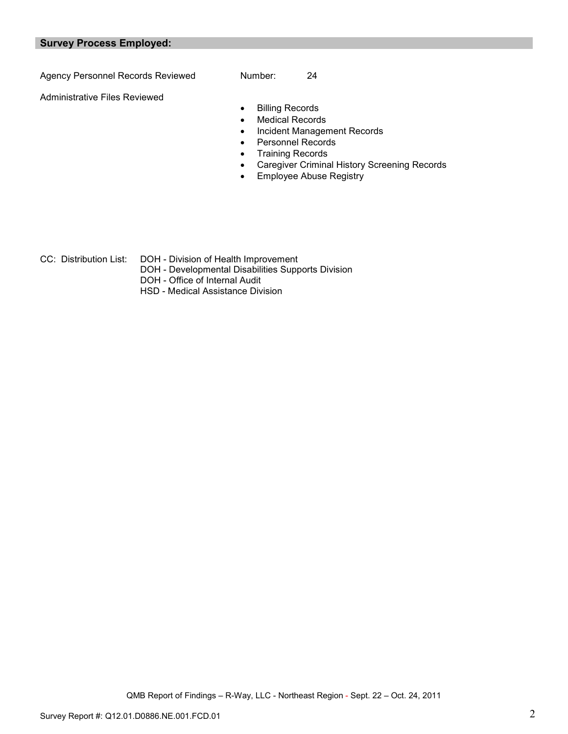## Survey Process Employed:

Agency Personnel Records Reviewed    Number: 24

Administrative Files Reviewed

- Billing Records
- Medical Records
- Incident Management Records
- Personnel Records
- Training Records
- Caregiver Criminal History Screening Records
- Employee Abuse Registry

CC: Distribution List: DOH - Division of Health Improvement
DOH - Developmental Disabilities Supports Division
DOH - Office of Internal Audit
HSD - Medical Assistance Division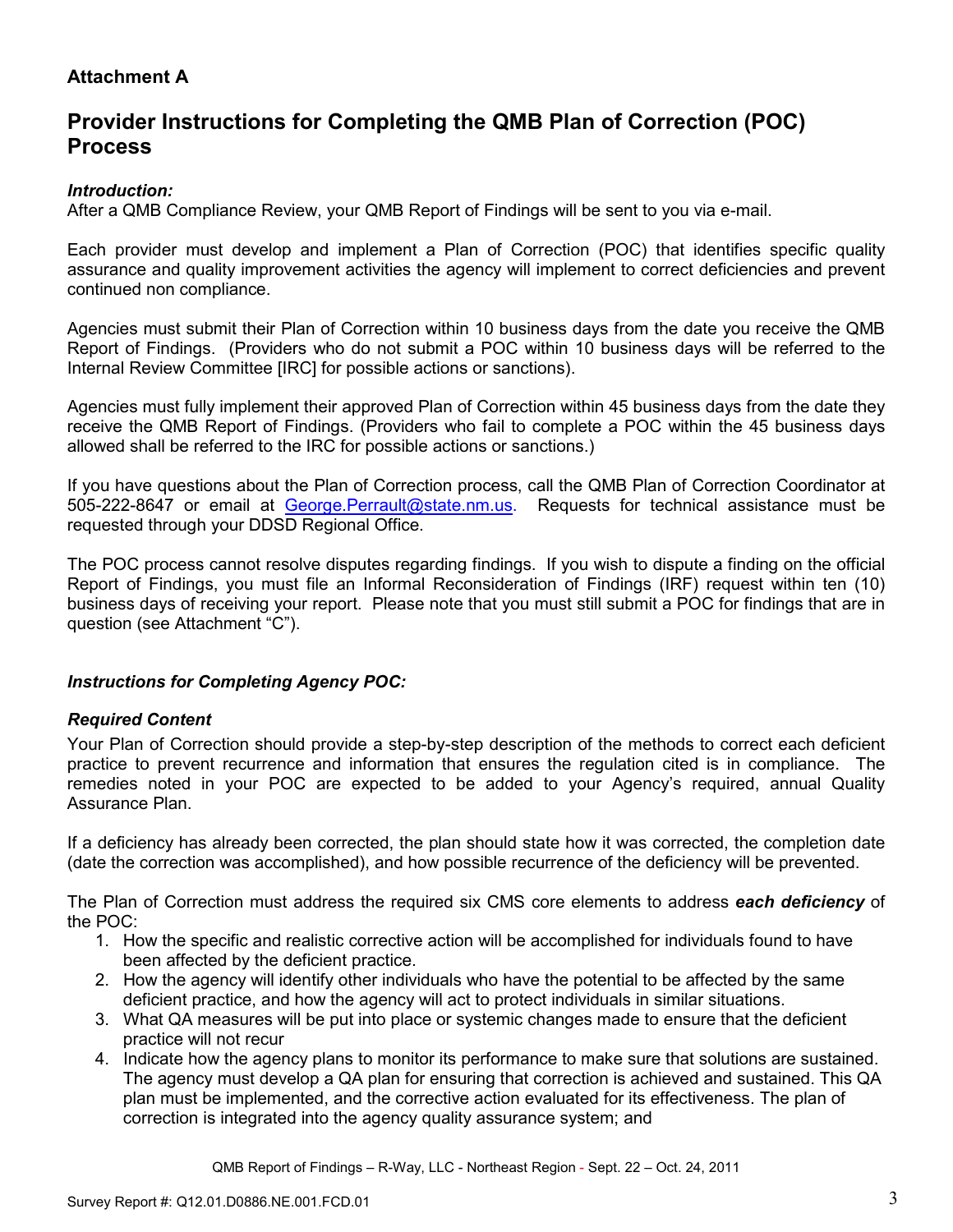## Attachment A

# Provider Instructions for Completing the QMB Plan of Correction (POC) Process

***Introduction:***

After a QMB Compliance Review, your QMB Report of Findings will be sent to you via e-mail.

Each provider must develop and implement a Plan of Correction (POC) that identifies specific quality assurance and quality improvement activities the agency will implement to correct deficiencies and prevent continued non compliance.

Agencies must submit their Plan of Correction within 10 business days from the date you receive the QMB Report of Findings. (Providers who do not submit a POC within 10 business days will be referred to the Internal Review Committee [IRC] for possible actions or sanctions).

Agencies must fully implement their approved Plan of Correction within 45 business days from the date they receive the QMB Report of Findings. (Providers who fail to complete a POC within the 45 business days allowed shall be referred to the IRC for possible actions or sanctions.)

If you have questions about the Plan of Correction process, call the QMB Plan of Correction Coordinator at 505-222-8647 or email at George.Perrault@state.nm.us. Requests for technical assistance must be requested through your DDSD Regional Office.

The POC process cannot resolve disputes regarding findings. If you wish to dispute a finding on the official Report of Findings, you must file an Informal Reconsideration of Findings (IRF) request within ten (10) business days of receiving your report. Please note that you must still submit a POC for findings that are in question (see Attachment "C").

***Instructions for Completing Agency POC:***

***Required Content***

Your Plan of Correction should provide a step-by-step description of the methods to correct each deficient practice to prevent recurrence and information that ensures the regulation cited is in compliance. The remedies noted in your POC are expected to be added to your Agency's required, annual Quality Assurance Plan.

If a deficiency has already been corrected, the plan should state how it was corrected, the completion date (date the correction was accomplished), and how possible recurrence of the deficiency will be prevented.

The Plan of Correction must address the required six CMS core elements to address ***each deficiency*** of the POC:

1. How the specific and realistic corrective action will be accomplished for individuals found to have been affected by the deficient practice.
2. How the agency will identify other individuals who have the potential to be affected by the same deficient practice, and how the agency will act to protect individuals in similar situations.
3. What QA measures will be put into place or systemic changes made to ensure that the deficient practice will not recur
4. Indicate how the agency plans to monitor its performance to make sure that solutions are sustained. The agency must develop a QA plan for ensuring that correction is achieved and sustained. This QA plan must be implemented, and the corrective action evaluated for its effectiveness. The plan of correction is integrated into the agency quality assurance system; and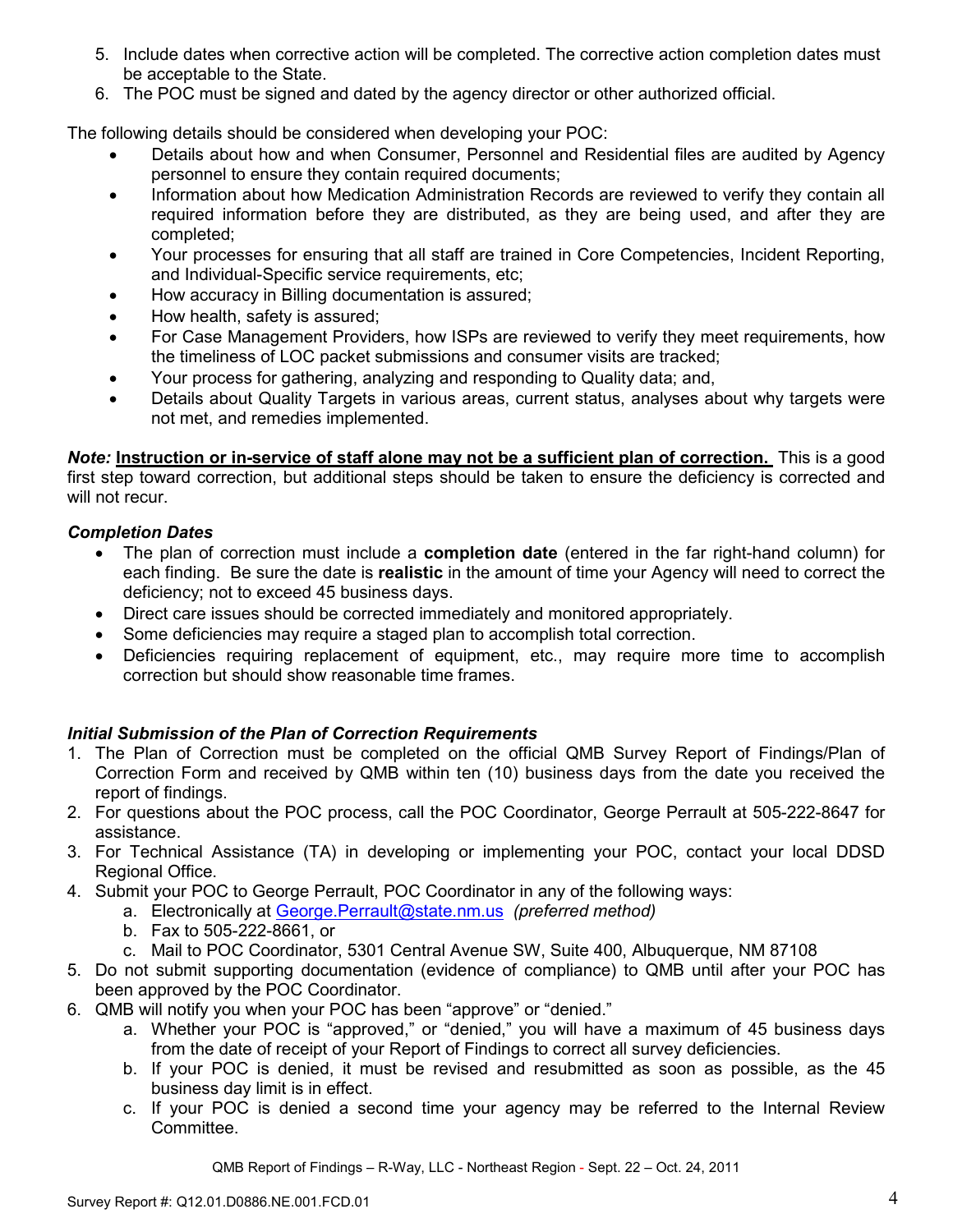5. Include dates when corrective action will be completed. The corrective action completion dates must be acceptable to the State.
6. The POC must be signed and dated by the agency director or other authorized official.

The following details should be considered when developing your POC:

- Details about how and when Consumer, Personnel and Residential files are audited by Agency personnel to ensure they contain required documents;
- Information about how Medication Administration Records are reviewed to verify they contain all required information before they are distributed, as they are being used, and after they are completed;
- Your processes for ensuring that all staff are trained in Core Competencies, Incident Reporting, and Individual-Specific service requirements, etc;
- How accuracy in Billing documentation is assured;
- How health, safety is assured;
- For Case Management Providers, how ISPs are reviewed to verify they meet requirements, how the timeliness of LOC packet submissions and consumer visits are tracked;
- Your process for gathering, analyzing and responding to Quality data; and,
- Details about Quality Targets in various areas, current status, analyses about why targets were not met, and remedies implemented.

***Note:*** **<u>Instruction or in-service of staff alone may not be a sufficient plan of correction.</u>** This is a good first step toward correction, but additional steps should be taken to ensure the deficiency is corrected and will not recur.

***Completion Dates***

- The plan of correction must include a **completion date** (entered in the far right-hand column) for each finding. Be sure the date is **realistic** in the amount of time your Agency will need to correct the deficiency; not to exceed 45 business days.
- Direct care issues should be corrected immediately and monitored appropriately.
- Some deficiencies may require a staged plan to accomplish total correction.
- Deficiencies requiring replacement of equipment, etc., may require more time to accomplish correction but should show reasonable time frames.

***Initial Submission of the Plan of Correction Requirements***

1. The Plan of Correction must be completed on the official QMB Survey Report of Findings/Plan of Correction Form and received by QMB within ten (10) business days from the date you received the report of findings.
2. For questions about the POC process, call the POC Coordinator, George Perrault at 505-222-8647 for assistance.
3. For Technical Assistance (TA) in developing or implementing your POC, contact your local DDSD Regional Office.
4. Submit your POC to George Perrault, POC Coordinator in any of the following ways:
   a. Electronically at George.Perrault@state.nm.us *(preferred method)*
   b. Fax to 505-222-8661, or
   c. Mail to POC Coordinator, 5301 Central Avenue SW, Suite 400, Albuquerque, NM 87108
5. Do not submit supporting documentation (evidence of compliance) to QMB until after your POC has been approved by the POC Coordinator.
6. QMB will notify you when your POC has been "approve" or "denied."
   a. Whether your POC is "approved," or "denied," you will have a maximum of 45 business days from the date of receipt of your Report of Findings to correct all survey deficiencies.
   b. If your POC is denied, it must be revised and resubmitted as soon as possible, as the 45 business day limit is in effect.
   c. If your POC is denied a second time your agency may be referred to the Internal Review Committee.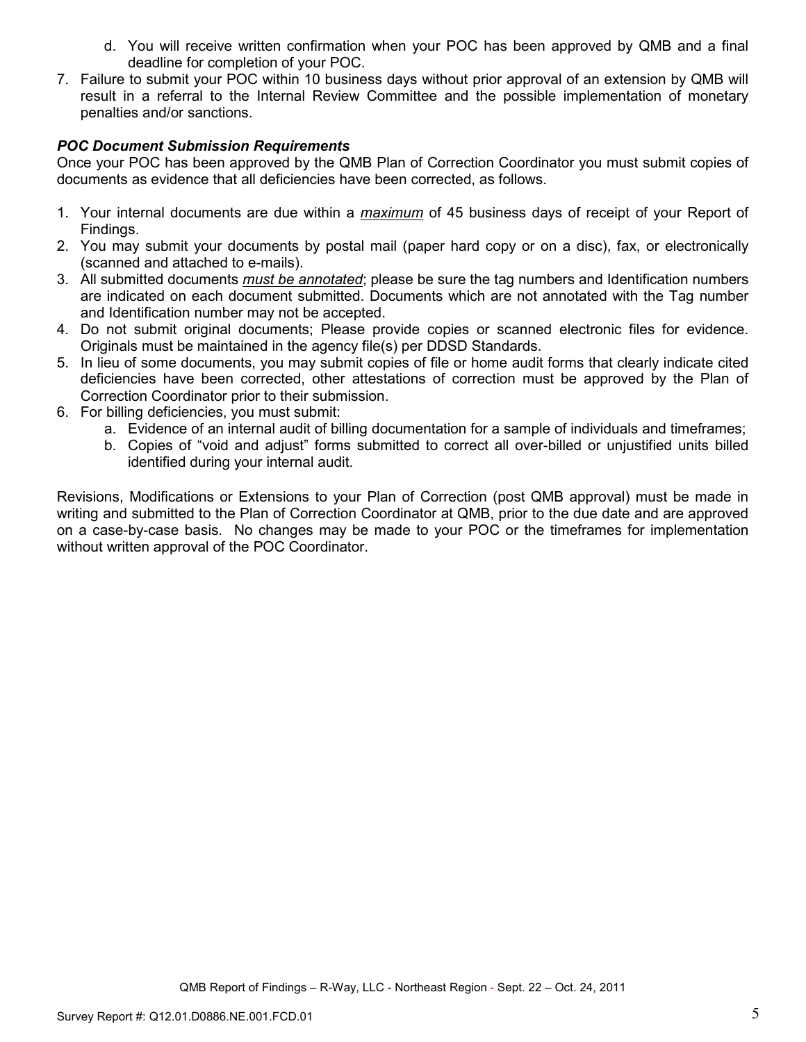d. You will receive written confirmation when your POC has been approved by QMB and a final deadline for completion of your POC.
7. Failure to submit your POC within 10 business days without prior approval of an extension by QMB will result in a referral to the Internal Review Committee and the possible implementation of monetary penalties and/or sanctions.

***POC Document Submission Requirements***

Once your POC has been approved by the QMB Plan of Correction Coordinator you must submit copies of documents as evidence that all deficiencies have been corrected, as follows.

1. Your internal documents are due within a *maximum* of 45 business days of receipt of your Report of Findings.
2. You may submit your documents by postal mail (paper hard copy or on a disc), fax, or electronically (scanned and attached to e-mails).
3. All submitted documents *must be annotated*; please be sure the tag numbers and Identification numbers are indicated on each document submitted. Documents which are not annotated with the Tag number and Identification number may not be accepted.
4. Do not submit original documents; Please provide copies or scanned electronic files for evidence. Originals must be maintained in the agency file(s) per DDSD Standards.
5. In lieu of some documents, you may submit copies of file or home audit forms that clearly indicate cited deficiencies have been corrected, other attestations of correction must be approved by the Plan of Correction Coordinator prior to their submission.
6. For billing deficiencies, you must submit:
   a. Evidence of an internal audit of billing documentation for a sample of individuals and timeframes;
   b. Copies of "void and adjust" forms submitted to correct all over-billed or unjustified units billed identified during your internal audit.

Revisions, Modifications or Extensions to your Plan of Correction (post QMB approval) must be made in writing and submitted to the Plan of Correction Coordinator at QMB, prior to the due date and are approved on a case-by-case basis. No changes may be made to your POC or the timeframes for implementation without written approval of the POC Coordinator.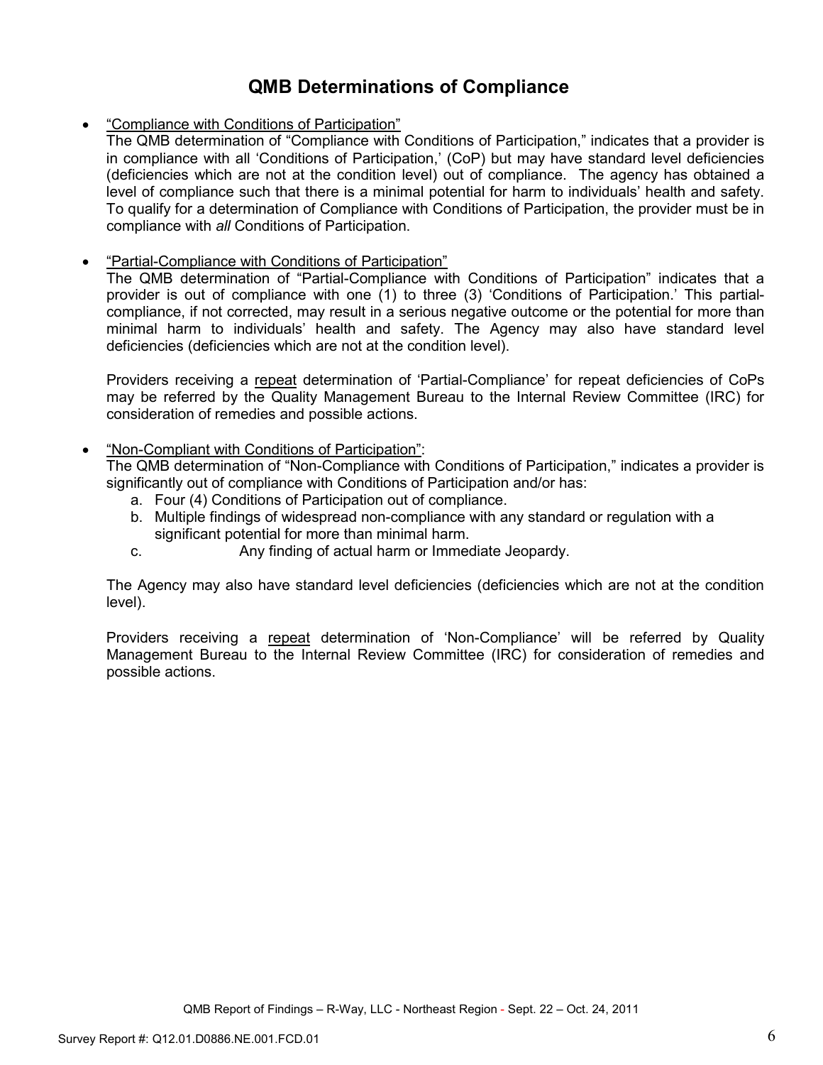# QMB Determinations of Compliance

- "Compliance with Conditions of Participation"
  The QMB determination of "Compliance with Conditions of Participation," indicates that a provider is in compliance with all 'Conditions of Participation,' (CoP) but may have standard level deficiencies (deficiencies which are not at the condition level) out of compliance. The agency has obtained a level of compliance such that there is a minimal potential for harm to individuals' health and safety. To qualify for a determination of Compliance with Conditions of Participation, the provider must be in compliance with *all* Conditions of Participation.

- "Partial-Compliance with Conditions of Participation"
  The QMB determination of "Partial-Compliance with Conditions of Participation" indicates that a provider is out of compliance with one (1) to three (3) 'Conditions of Participation.' This partial-compliance, if not corrected, may result in a serious negative outcome or the potential for more than minimal harm to individuals' health and safety. The Agency may also have standard level deficiencies (deficiencies which are not at the condition level).

  Providers receiving a repeat determination of 'Partial-Compliance' for repeat deficiencies of CoPs may be referred by the Quality Management Bureau to the Internal Review Committee (IRC) for consideration of remedies and possible actions.

- "Non-Compliant with Conditions of Participation":
  The QMB determination of "Non-Compliance with Conditions of Participation," indicates a provider is significantly out of compliance with Conditions of Participation and/or has:
  a. Four (4) Conditions of Participation out of compliance.
  b. Multiple findings of widespread non-compliance with any standard or regulation with a significant potential for more than minimal harm.
  c. Any finding of actual harm or Immediate Jeopardy.

  The Agency may also have standard level deficiencies (deficiencies which are not at the condition level).

  Providers receiving a repeat determination of 'Non-Compliance' will be referred by Quality Management Bureau to the Internal Review Committee (IRC) for consideration of remedies and possible actions.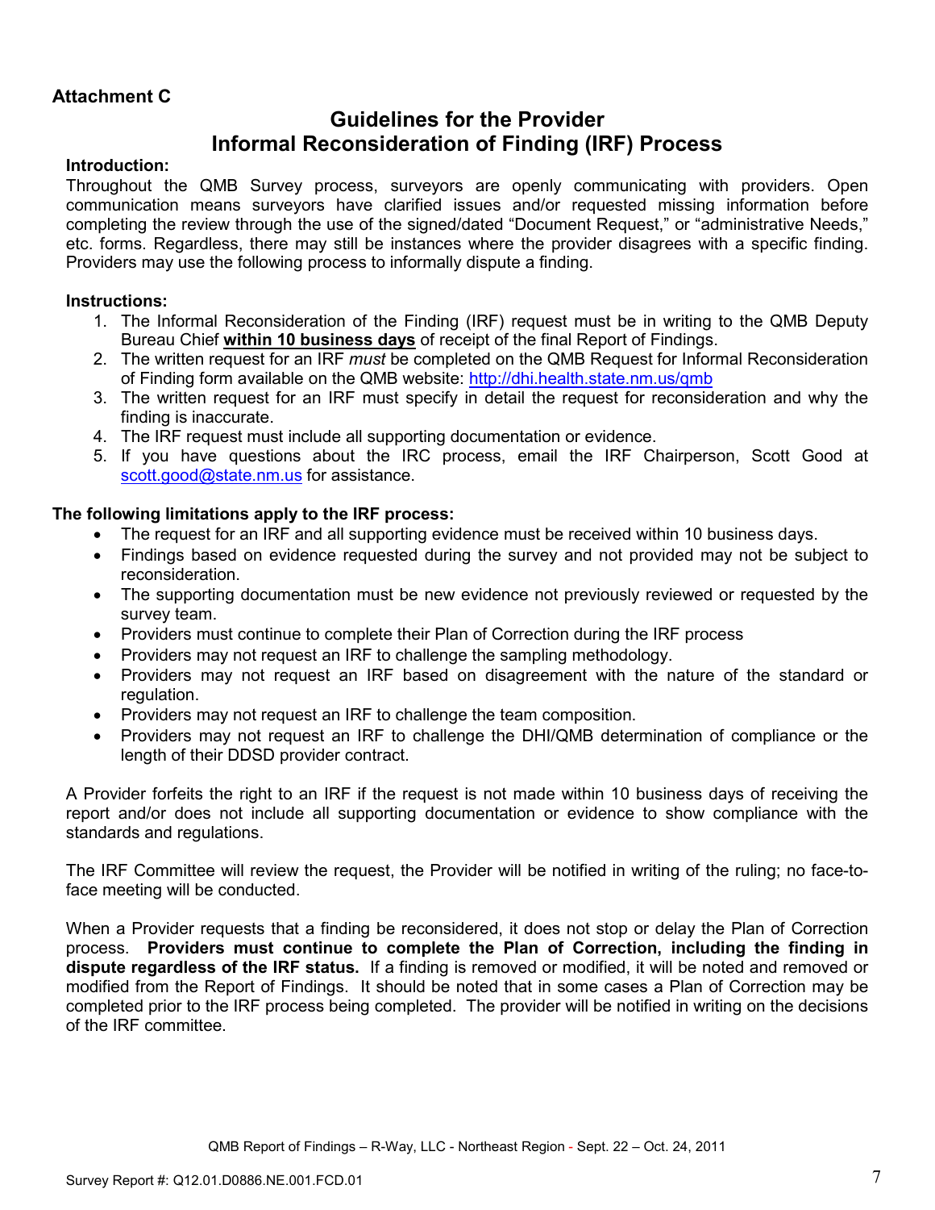**Attachment C**

# Guidelines for the Provider
# Informal Reconsideration of Finding (IRF) Process

**Introduction:**

Throughout the QMB Survey process, surveyors are openly communicating with providers. Open communication means surveyors have clarified issues and/or requested missing information before completing the review through the use of the signed/dated "Document Request," or "administrative Needs," etc. forms. Regardless, there may still be instances where the provider disagrees with a specific finding. Providers may use the following process to informally dispute a finding.

**Instructions:**

1. The Informal Reconsideration of the Finding (IRF) request must be in writing to the QMB Deputy Bureau Chief **within 10 business days** of receipt of the final Report of Findings.
2. The written request for an IRF *must* be completed on the QMB Request for Informal Reconsideration of Finding form available on the QMB website: http://dhi.health.state.nm.us/qmb
3. The written request for an IRF must specify in detail the request for reconsideration and why the finding is inaccurate.
4. The IRF request must include all supporting documentation or evidence.
5. If you have questions about the IRC process, email the IRF Chairperson, Scott Good at scott.good@state.nm.us for assistance.

**The following limitations apply to the IRF process:**

- The request for an IRF and all supporting evidence must be received within 10 business days.
- Findings based on evidence requested during the survey and not provided may not be subject to reconsideration.
- The supporting documentation must be new evidence not previously reviewed or requested by the survey team.
- Providers must continue to complete their Plan of Correction during the IRF process
- Providers may not request an IRF to challenge the sampling methodology.
- Providers may not request an IRF based on disagreement with the nature of the standard or regulation.
- Providers may not request an IRF to challenge the team composition.
- Providers may not request an IRF to challenge the DHI/QMB determination of compliance or the length of their DDSD provider contract.

A Provider forfeits the right to an IRF if the request is not made within 10 business days of receiving the report and/or does not include all supporting documentation or evidence to show compliance with the standards and regulations.

The IRF Committee will review the request, the Provider will be notified in writing of the ruling; no face-to-face meeting will be conducted.

When a Provider requests that a finding be reconsidered, it does not stop or delay the Plan of Correction process. **Providers must continue to complete the Plan of Correction, including the finding in dispute regardless of the IRF status.** If a finding is removed or modified, it will be noted and removed or modified from the Report of Findings. It should be noted that in some cases a Plan of Correction may be completed prior to the IRF process being completed. The provider will be notified in writing on the decisions of the IRF committee.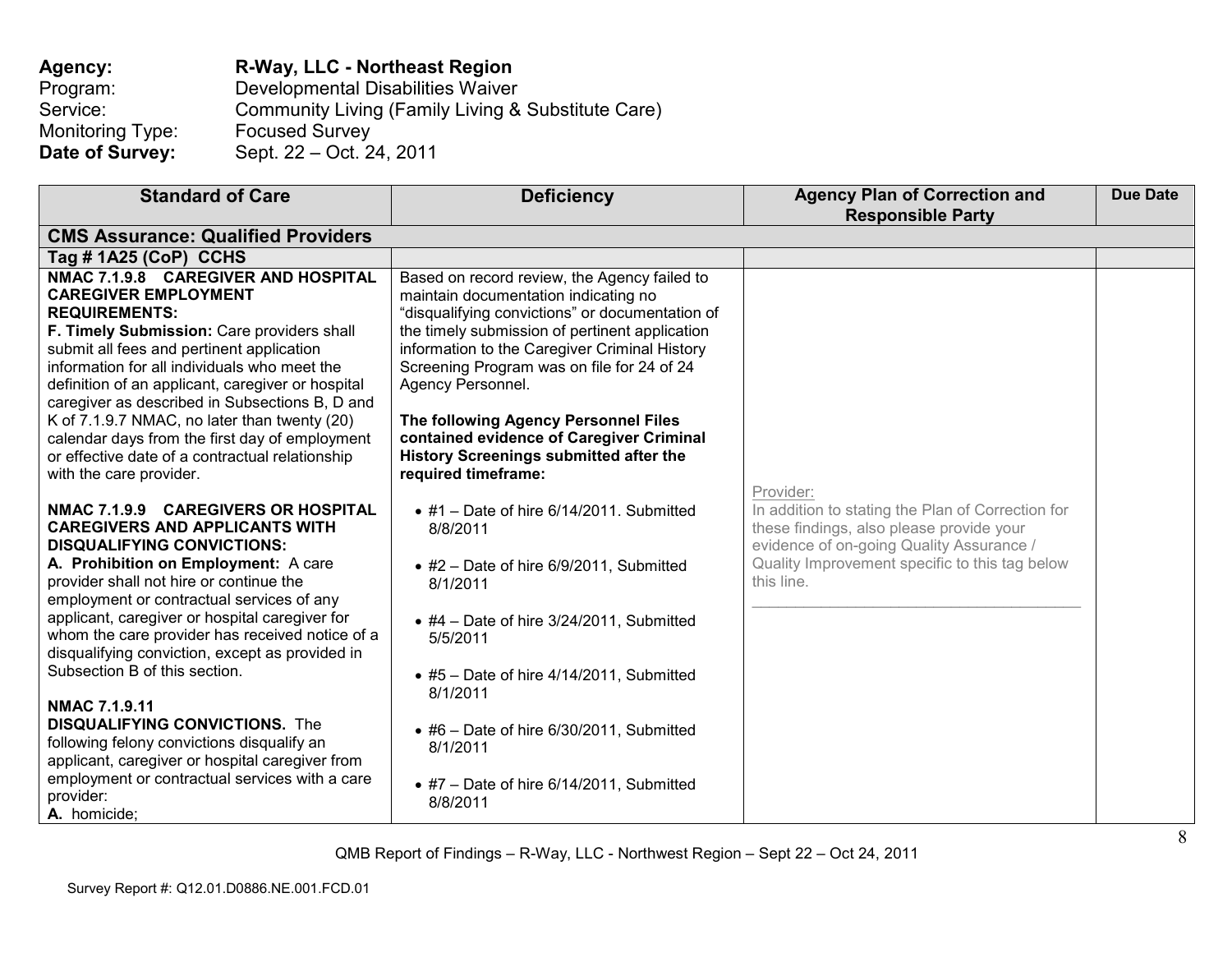**Agency:** **R-Way, LLC - Northeast Region**
Program: Developmental Disabilities Waiver
Service: Community Living (Family Living & Substitute Care)
Monitoring Type: Focused Survey
**Date of Survey:** Sept. 22 – Oct. 24, 2011

| Standard of Care | Deficiency | Agency Plan of Correction and Responsible Party | Due Date |
|---|---|---|---|
| **CMS Assurance: Qualified Providers** | | | |
| **Tag # 1A25 (CoP) CCHS** | | | |
| **NMAC 7.1.9.8 CAREGIVER AND HOSPITAL CAREGIVER EMPLOYMENT REQUIREMENTS:**<br>**F. Timely Submission:** Care providers shall submit all fees and pertinent application information for all individuals who meet the definition of an applicant, caregiver or hospital caregiver as described in Subsections B, D and K of 7.1.9.7 NMAC, no later than twenty (20) calendar days from the first day of employment or effective date of a contractual relationship with the care provider.<br><br>**NMAC 7.1.9.9 CAREGIVERS OR HOSPITAL CAREGIVERS AND APPLICANTS WITH DISQUALIFYING CONVICTIONS:**<br>**A. Prohibition on Employment:** A care provider shall not hire or continue the employment or contractual services of any applicant, caregiver or hospital caregiver for whom the care provider has received notice of a disqualifying conviction, except as provided in Subsection B of this section.<br><br>**NMAC 7.1.9.11**<br>**DISQUALIFYING CONVICTIONS.** The following felony convictions disqualify an applicant, caregiver or hospital caregiver from employment or contractual services with a care provider:<br>**A.** homicide; | Based on record review, the Agency failed to maintain documentation indicating no "disqualifying convictions" or documentation of the timely submission of pertinent application information to the Caregiver Criminal History Screening Program was on file for 24 of 24 Agency Personnel.<br><br>**The following Agency Personnel Files contained evidence of Caregiver Criminal History Screenings submitted after the required timeframe:**<br><br>• #1 – Date of hire 6/14/2011. Submitted 8/8/2011<br><br>• #2 – Date of hire 6/9/2011, Submitted 8/1/2011<br><br>• #4 – Date of hire 3/24/2011, Submitted 5/5/2011<br><br>• #5 – Date of hire 4/14/2011, Submitted 8/1/2011<br><br>• #6 – Date of hire 6/30/2011, Submitted 8/1/2011<br><br>• #7 – Date of hire 6/14/2011, Submitted 8/8/2011 | Provider:<br>In addition to stating the Plan of Correction for these findings, also please provide your evidence of on-going Quality Assurance / Quality Improvement specific to this tag below this line.<br>\_\_\_\_\_\_\_\_\_\_\_\_\_\_\_\_\_\_\_\_\_\_\_\_\_\_\_\_\_\_\_\_\_\_\_\_\_\_ | |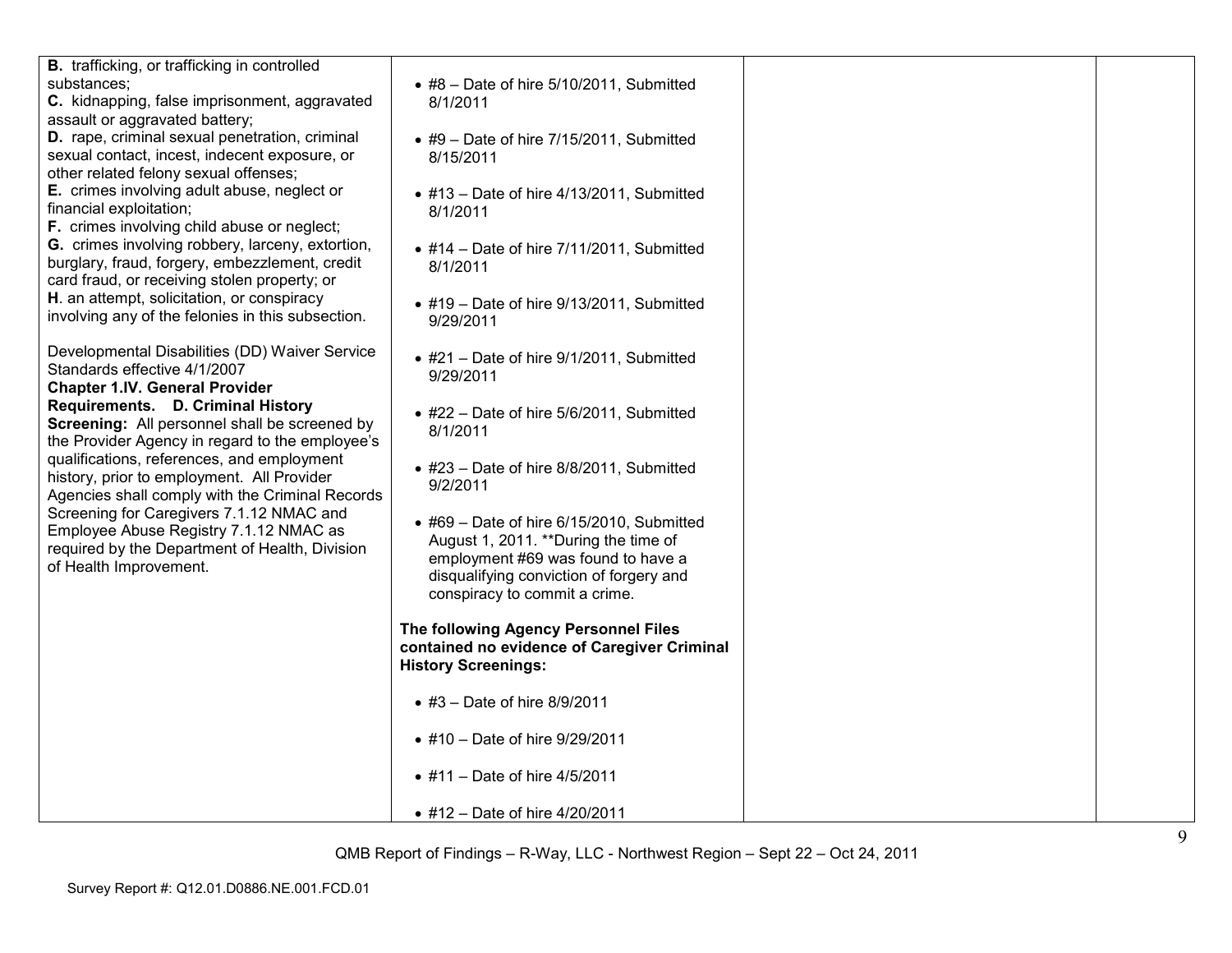| | | | |
|---|---|---|---|
| **B.** trafficking, or trafficking in controlled substances;<br>**C.** kidnapping, false imprisonment, aggravated assault or aggravated battery;<br>**D.** rape, criminal sexual penetration, criminal sexual contact, incest, indecent exposure, or other related felony sexual offenses;<br>**E.** crimes involving adult abuse, neglect or financial exploitation;<br>**F.** crimes involving child abuse or neglect;<br>**G.** crimes involving robbery, larceny, extortion, burglary, fraud, forgery, embezzlement, credit card fraud, or receiving stolen property; or<br>**H**. an attempt, solicitation, or conspiracy involving any of the felonies in this subsection.<br><br>Developmental Disabilities (DD) Waiver Service Standards effective 4/1/2007<br>**Chapter 1.IV. General Provider Requirements. D. Criminal History Screening:** All personnel shall be screened by the Provider Agency in regard to the employee's qualifications, references, and employment history, prior to employment. All Provider Agencies shall comply with the Criminal Records Screening for Caregivers 7.1.12 NMAC and Employee Abuse Registry 7.1.12 NMAC as required by the Department of Health, Division of Health Improvement. | • #8 – Date of hire 5/10/2011, Submitted 8/1/2011<br><br>• #9 – Date of hire 7/15/2011, Submitted 8/15/2011<br><br>• #13 – Date of hire 4/13/2011, Submitted 8/1/2011<br><br>• #14 – Date of hire 7/11/2011, Submitted 8/1/2011<br><br>• #19 – Date of hire 9/13/2011, Submitted 9/29/2011<br><br>• #21 – Date of hire 9/1/2011, Submitted 9/29/2011<br><br>• #22 – Date of hire 5/6/2011, Submitted 8/1/2011<br><br>• #23 – Date of hire 8/8/2011, Submitted 9/2/2011<br><br>• #69 – Date of hire 6/15/2010, Submitted August 1, 2011. **During the time of employment #69 was found to have a disqualifying conviction of forgery and conspiracy to commit a crime.<br><br>**The following Agency Personnel Files contained no evidence of Caregiver Criminal History Screenings:**<br><br>• #3 – Date of hire 8/9/2011<br><br>• #10 – Date of hire 9/29/2011<br><br>• #11 – Date of hire 4/5/2011<br><br>• #12 – Date of hire 4/20/2011 | | |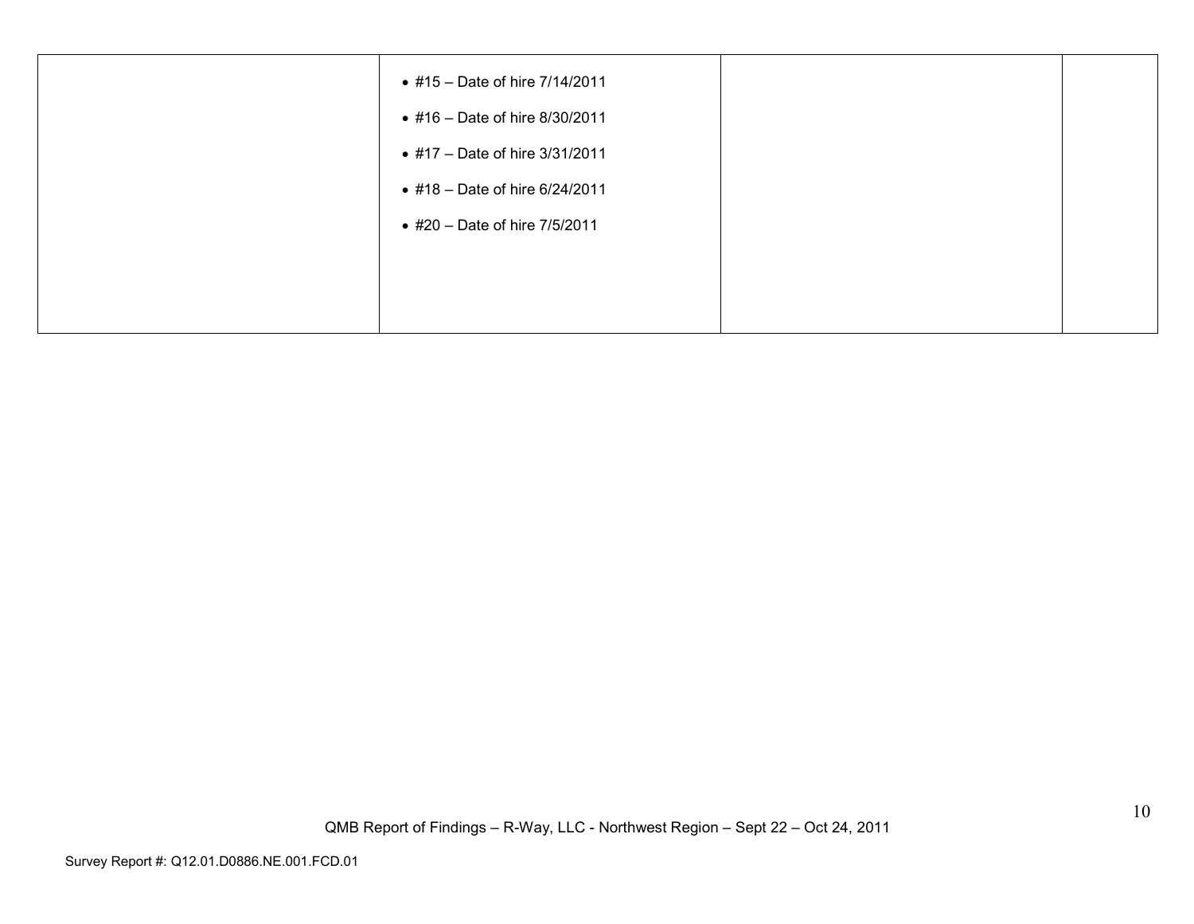| | | | |
|---|---|---|---|
| | • #15 – Date of hire 7/14/2011<br>• #16 – Date of hire 8/30/2011<br>• #17 – Date of hire 3/31/2011<br>• #18 – Date of hire 6/24/2011<br>• #20 – Date of hire 7/5/2011 | | |